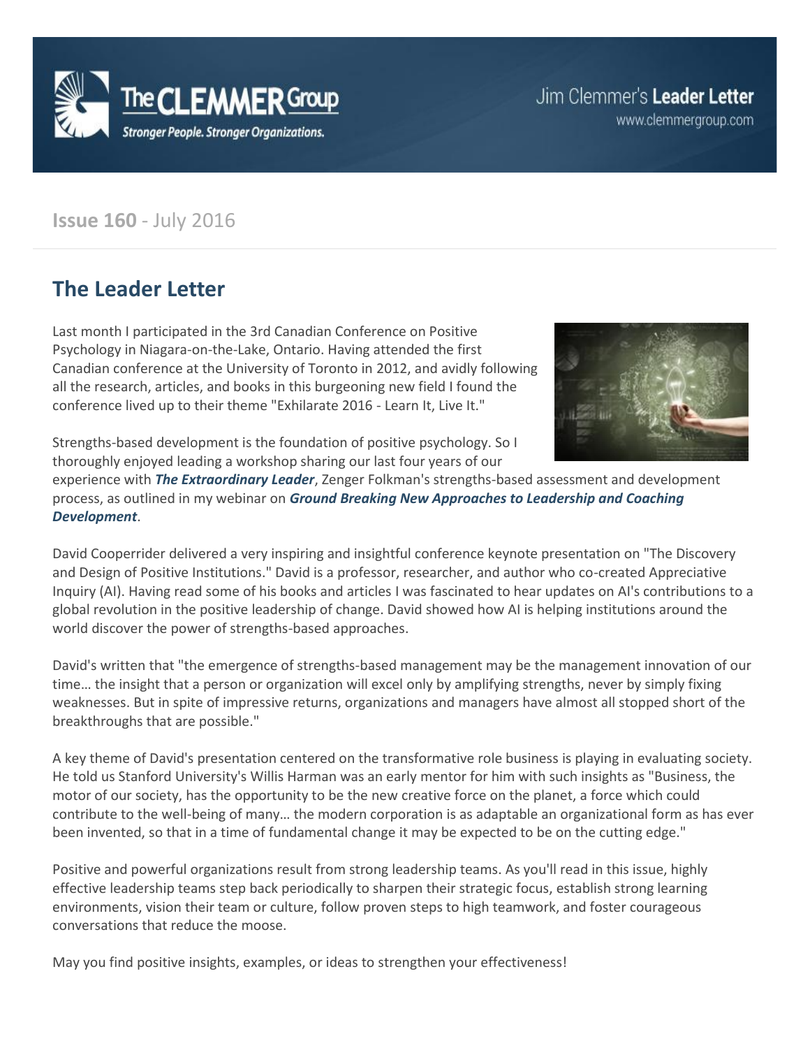The CLEMMER Group

Stronger People. Stronger Organizations.

Jim Clemmer's **Leader Letter**

www.clemmergroup.com

**Issue 160** - July 2016

## The Leader Letter

Last month I participated in the 3rd Canadian Conference on Positive Psychology in Niagara-on-the-Lake, Ontario. Having attended the first Canadian conference at the University of Toronto in 2012, and avidly following all the research, articles, and books in this burgeoning new field I found the conference lived up to their theme "Exhilarate 2016 - Learn It, Live It."

Strengths-based development is the foundation of positive psychology. So I thoroughly enjoyed leading a workshop sharing our last four years of our experience with ***The Extraordinary Leader***, Zenger Folkman's strengths-based assessment and development process, as outlined in my webinar on ***Ground Breaking New Approaches to Leadership and Coaching Development***.

David Cooperrider delivered a very inspiring and insightful conference keynote presentation on "The Discovery and Design of Positive Institutions." David is a professor, researcher, and author who co-created Appreciative Inquiry (AI). Having read some of his books and articles I was fascinated to hear updates on AI's contributions to a global revolution in the positive leadership of change. David showed how AI is helping institutions around the world discover the power of strengths-based approaches.

David's written that "the emergence of strengths-based management may be the management innovation of our time… the insight that a person or organization will excel only by amplifying strengths, never by simply fixing weaknesses. But in spite of impressive returns, organizations and managers have almost all stopped short of the breakthroughs that are possible."

A key theme of David's presentation centered on the transformative role business is playing in evaluating society. He told us Stanford University's Willis Harman was an early mentor for him with such insights as "Business, the motor of our society, has the opportunity to be the new creative force on the planet, a force which could contribute to the well-being of many… the modern corporation is as adaptable an organizational form as has ever been invented, so that in a time of fundamental change it may be expected to be on the cutting edge."

Positive and powerful organizations result from strong leadership teams. As you'll read in this issue, highly effective leadership teams step back periodically to sharpen their strategic focus, establish strong learning environments, vision their team or culture, follow proven steps to high teamwork, and foster courageous conversations that reduce the moose.

May you find positive insights, examples, or ideas to strengthen your effectiveness!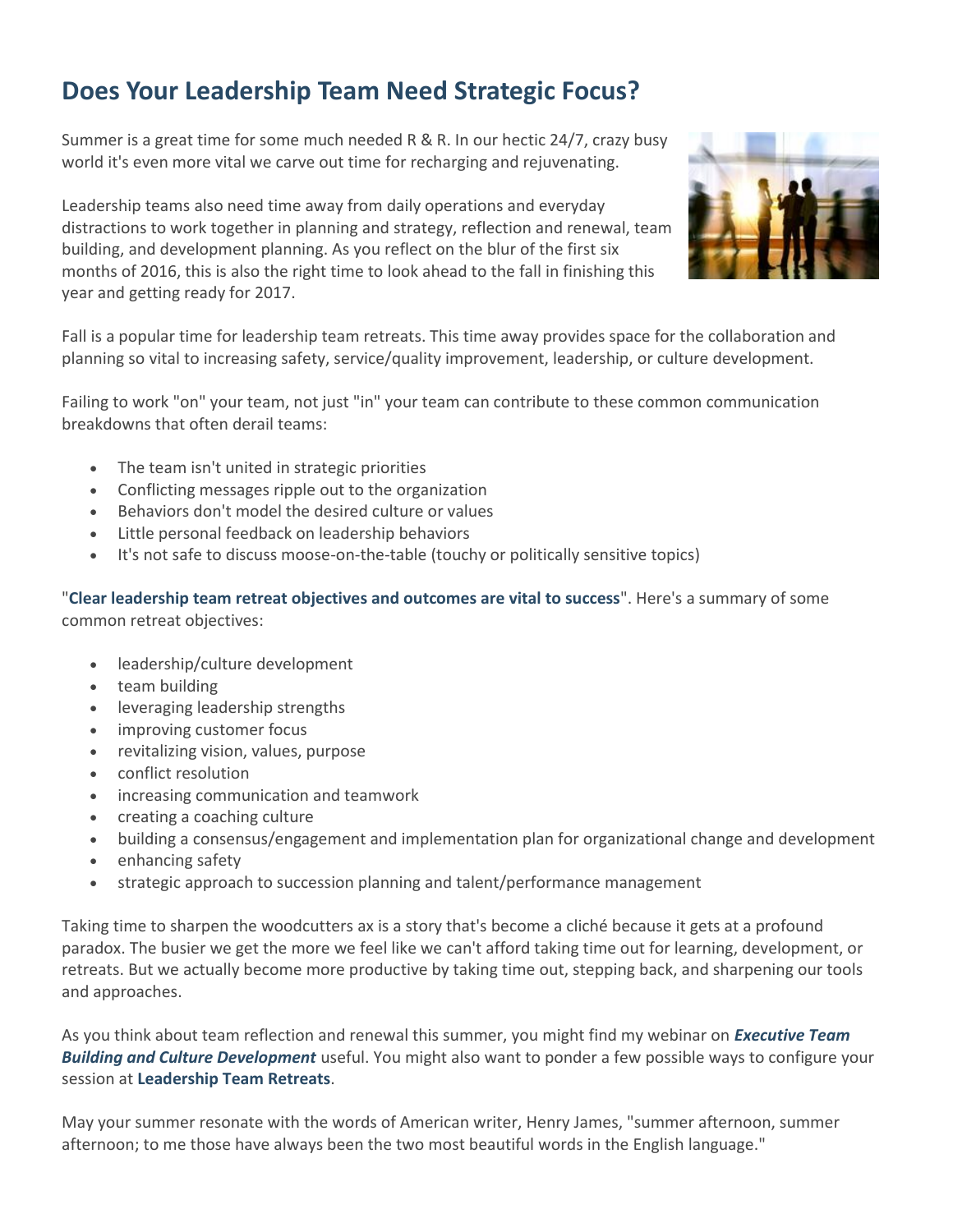## Does Your Leadership Team Need Strategic Focus?

Summer is a great time for some much needed R & R. In our hectic 24/7, crazy busy world it's even more vital we carve out time for recharging and rejuvenating.

Leadership teams also need time away from daily operations and everyday distractions to work together in planning and strategy, reflection and renewal, team building, and development planning. As you reflect on the blur of the first six months of 2016, this is also the right time to look ahead to the fall in finishing this year and getting ready for 2017.

Fall is a popular time for leadership team retreats. This time away provides space for the collaboration and planning so vital to increasing safety, service/quality improvement, leadership, or culture development.

Failing to work "on" your team, not just "in" your team can contribute to these common communication breakdowns that often derail teams:

- The team isn't united in strategic priorities
- Conflicting messages ripple out to the organization
- Behaviors don't model the desired culture or values
- Little personal feedback on leadership behaviors
- It's not safe to discuss moose-on-the-table (touchy or politically sensitive topics)

"**Clear leadership team retreat objectives and outcomes are vital to success**". Here's a summary of some common retreat objectives:

- leadership/culture development
- team building
- leveraging leadership strengths
- improving customer focus
- revitalizing vision, values, purpose
- conflict resolution
- increasing communication and teamwork
- creating a coaching culture
- building a consensus/engagement and implementation plan for organizational change and development
- enhancing safety
- strategic approach to succession planning and talent/performance management

Taking time to sharpen the woodcutters ax is a story that's become a cliché because it gets at a profound paradox. The busier we get the more we feel like we can't afford taking time out for learning, development, or retreats. But we actually become more productive by taking time out, stepping back, and sharpening our tools and approaches.

As you think about team reflection and renewal this summer, you might find my webinar on ***Executive Team Building and Culture Development*** useful. You might also want to ponder a few possible ways to configure your session at **Leadership Team Retreats**.

May your summer resonate with the words of American writer, Henry James, "summer afternoon, summer afternoon; to me those have always been the two most beautiful words in the English language."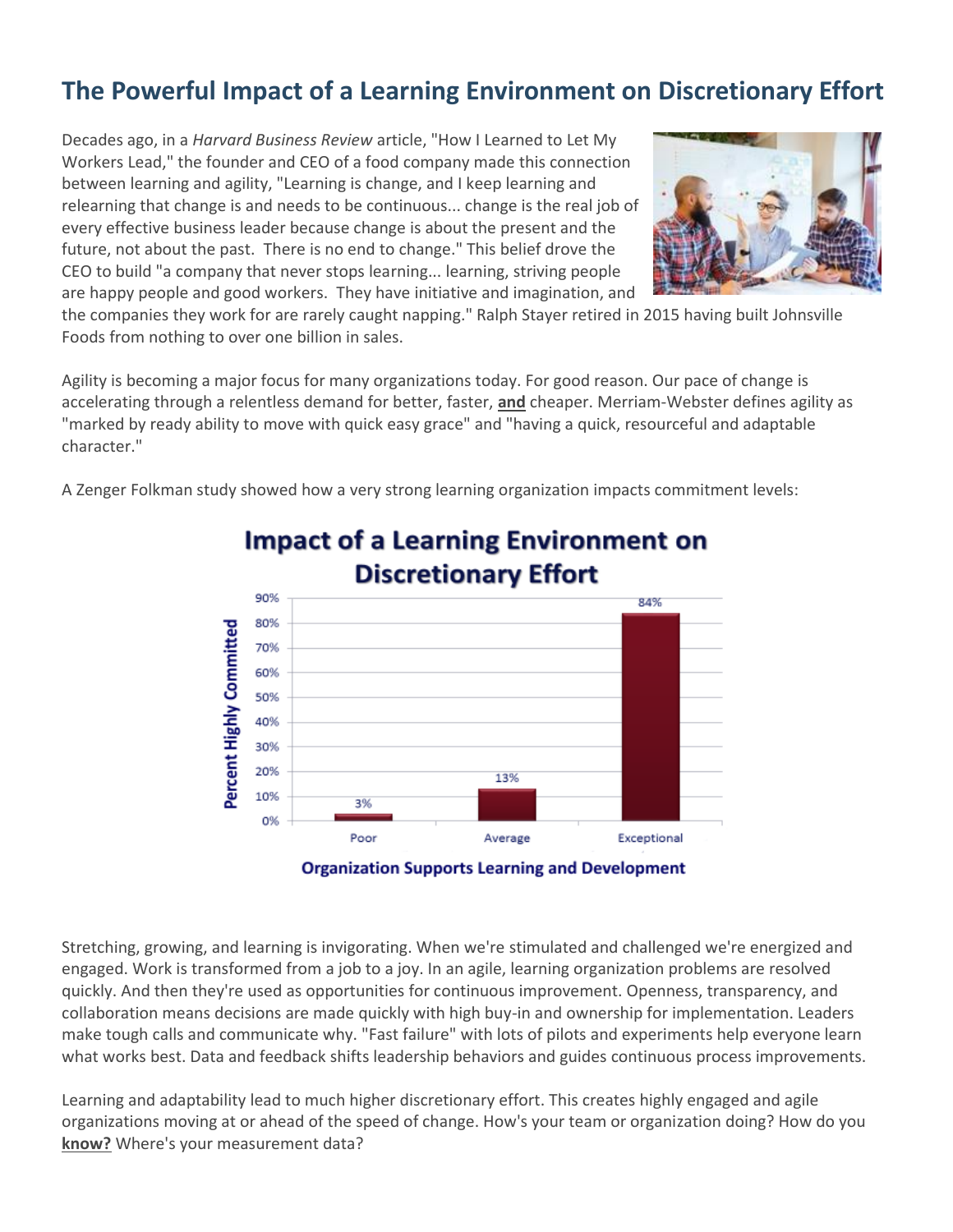# The Powerful Impact of a Learning Environment on Discretionary Effort

Decades ago, in a *Harvard Business Review* article, "How I Learned to Let My Workers Lead," the founder and CEO of a food company made this connection between learning and agility, "Learning is change, and I keep learning and relearning that change is and needs to be continuous... change is the real job of every effective business leader because change is about the present and the future, not about the past. There is no end to change." This belief drove the CEO to build "a company that never stops learning... learning, striving people are happy people and good workers. They have initiative and imagination, and the companies they work for are rarely caught napping." Ralph Stayer retired in 2015 having built Johnsville Foods from nothing to over one billion in sales.

Agility is becoming a major focus for many organizations today. For good reason. Our pace of change is accelerating through a relentless demand for better, faster, **and** cheaper. Merriam-Webster defines agility as "marked by ready ability to move with quick easy grace" and "having a quick, resourceful and adaptable character."

A Zenger Folkman study showed how a very strong learning organization impacts commitment levels:

**Impact of a Learning Environment on Discretionary Effort**

| Organization Supports Learning and Development | Percent Highly Committed |
|---|---|
| Poor | 3% |
| Average | 13% |
| Exceptional | 84% |

Stretching, growing, and learning is invigorating. When we're stimulated and challenged we're energized and engaged. Work is transformed from a job to a joy. In an agile, learning organization problems are resolved quickly. And then they're used as opportunities for continuous improvement. Openness, transparency, and collaboration means decisions are made quickly with high buy-in and ownership for implementation. Leaders make tough calls and communicate why. "Fast failure" with lots of pilots and experiments help everyone learn what works best. Data and feedback shifts leadership behaviors and guides continuous process improvements.

Learning and adaptability lead to much higher discretionary effort. This creates highly engaged and agile organizations moving at or ahead of the speed of change. How's your team or organization doing? How do you **know?** Where's your measurement data?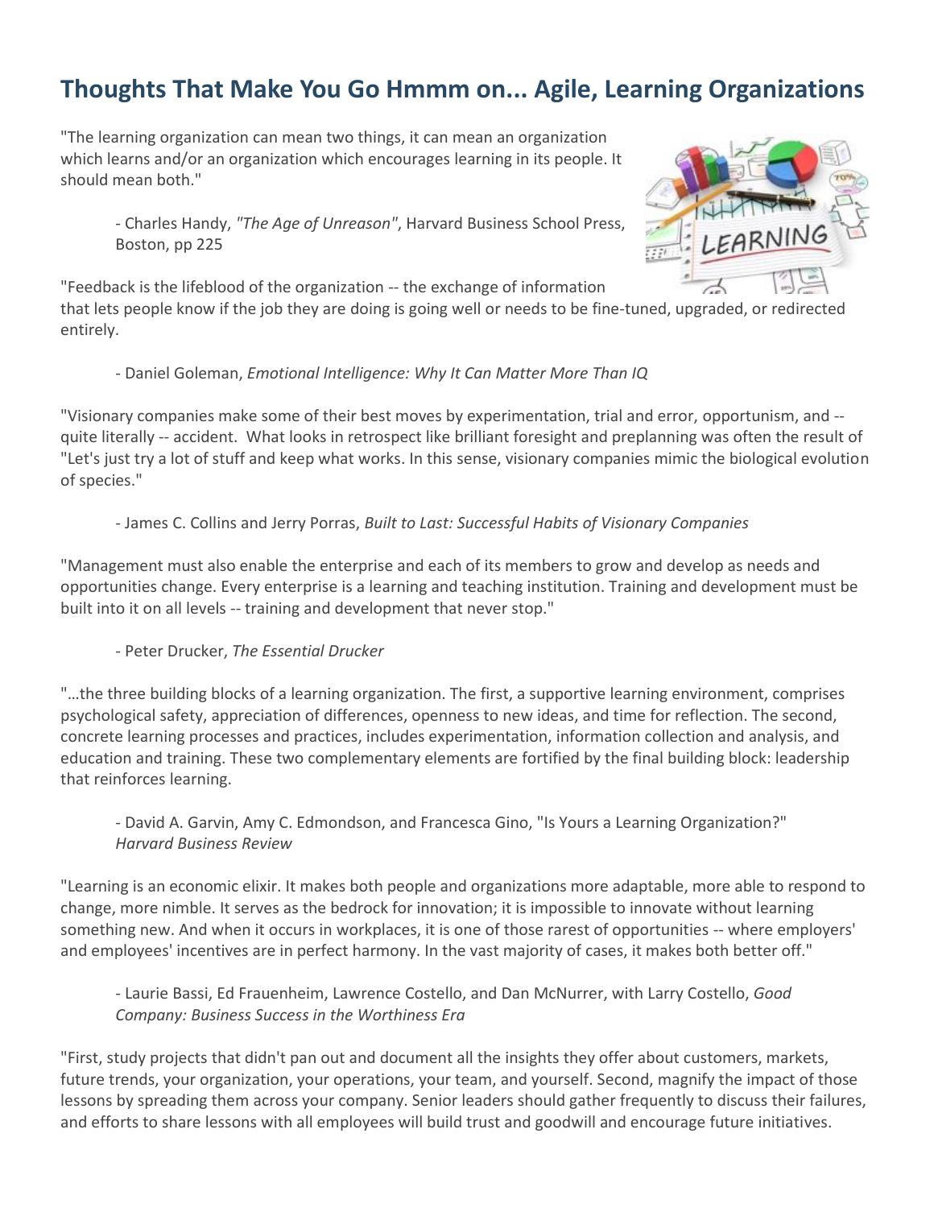## Thoughts That Make You Go Hmmm on... Agile, Learning Organizations

"The learning organization can mean two things, it can mean an organization which learns and/or an organization which encourages learning in its people. It should mean both."

> - Charles Handy, *"The Age of Unreason"*, Harvard Business School Press, Boston, pp 225

"Feedback is the lifeblood of the organization -- the exchange of information that lets people know if the job they are doing is going well or needs to be fine-tuned, upgraded, or redirected entirely.

> - Daniel Goleman, *Emotional Intelligence: Why It Can Matter More Than IQ*

"Visionary companies make some of their best moves by experimentation, trial and error, opportunism, and -- quite literally -- accident. What looks in retrospect like brilliant foresight and preplanning was often the result of "Let's just try a lot of stuff and keep what works. In this sense, visionary companies mimic the biological evolution of species."

> - James C. Collins and Jerry Porras, *Built to Last: Successful Habits of Visionary Companies*

"Management must also enable the enterprise and each of its members to grow and develop as needs and opportunities change. Every enterprise is a learning and teaching institution. Training and development must be built into it on all levels -- training and development that never stop."

> - Peter Drucker, *The Essential Drucker*

"…the three building blocks of a learning organization. The first, a supportive learning environment, comprises psychological safety, appreciation of differences, openness to new ideas, and time for reflection. The second, concrete learning processes and practices, includes experimentation, information collection and analysis, and education and training. These two complementary elements are fortified by the final building block: leadership that reinforces learning.

> - David A. Garvin, Amy C. Edmondson, and Francesca Gino, "Is Yours a Learning Organization?" *Harvard Business Review*

"Learning is an economic elixir. It makes both people and organizations more adaptable, more able to respond to change, more nimble. It serves as the bedrock for innovation; it is impossible to innovate without learning something new. And when it occurs in workplaces, it is one of those rarest of opportunities -- where employers' and employees' incentives are in perfect harmony. In the vast majority of cases, it makes both better off."

> - Laurie Bassi, Ed Frauenheim, Lawrence Costello, and Dan McNurrer, with Larry Costello, *Good Company: Business Success in the Worthiness Era*

"First, study projects that didn't pan out and document all the insights they offer about customers, markets, future trends, your organization, your operations, your team, and yourself. Second, magnify the impact of those lessons by spreading them across your company. Senior leaders should gather frequently to discuss their failures, and efforts to share lessons with all employees will build trust and goodwill and encourage future initiatives.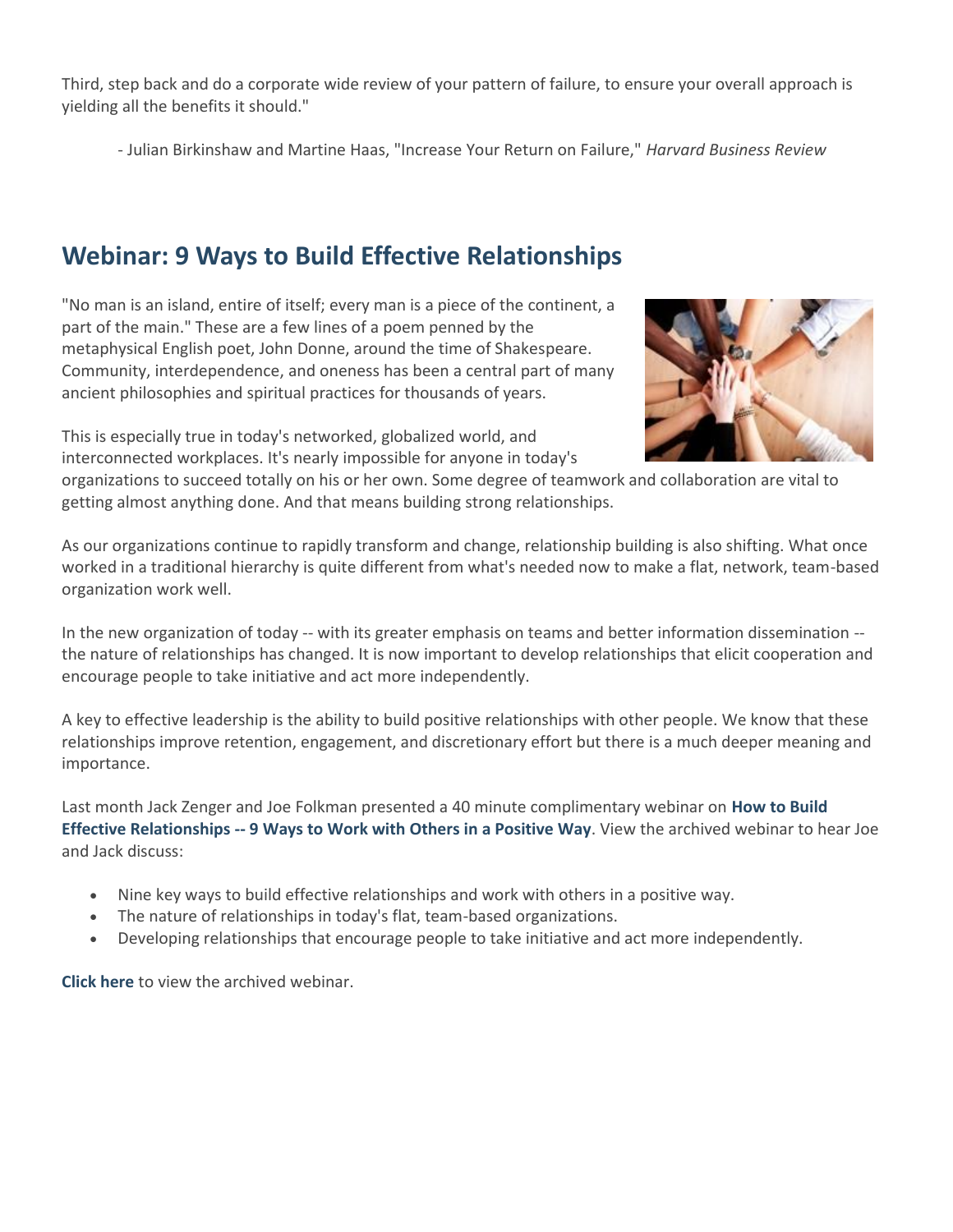Third, step back and do a corporate wide review of your pattern of failure, to ensure your overall approach is yielding all the benefits it should."

- Julian Birkinshaw and Martine Haas, "Increase Your Return on Failure," *Harvard Business Review*

## Webinar: 9 Ways to Build Effective Relationships

"No man is an island, entire of itself; every man is a piece of the continent, a part of the main." These are a few lines of a poem penned by the metaphysical English poet, John Donne, around the time of Shakespeare. Community, interdependence, and oneness has been a central part of many ancient philosophies and spiritual practices for thousands of years.

This is especially true in today's networked, globalized world, and interconnected workplaces. It's nearly impossible for anyone in today's organizations to succeed totally on his or her own. Some degree of teamwork and collaboration are vital to getting almost anything done. And that means building strong relationships.

As our organizations continue to rapidly transform and change, relationship building is also shifting. What once worked in a traditional hierarchy is quite different from what's needed now to make a flat, network, team-based organization work well.

In the new organization of today -- with its greater emphasis on teams and better information dissemination -- the nature of relationships has changed. It is now important to develop relationships that elicit cooperation and encourage people to take initiative and act more independently.

A key to effective leadership is the ability to build positive relationships with other people. We know that these relationships improve retention, engagement, and discretionary effort but there is a much deeper meaning and importance.

Last month Jack Zenger and Joe Folkman presented a 40 minute complimentary webinar on **How to Build Effective Relationships -- 9 Ways to Work with Others in a Positive Way**. View the archived webinar to hear Joe and Jack discuss:

- Nine key ways to build effective relationships and work with others in a positive way.
- The nature of relationships in today's flat, team-based organizations.
- Developing relationships that encourage people to take initiative and act more independently.

**Click here** to view the archived webinar.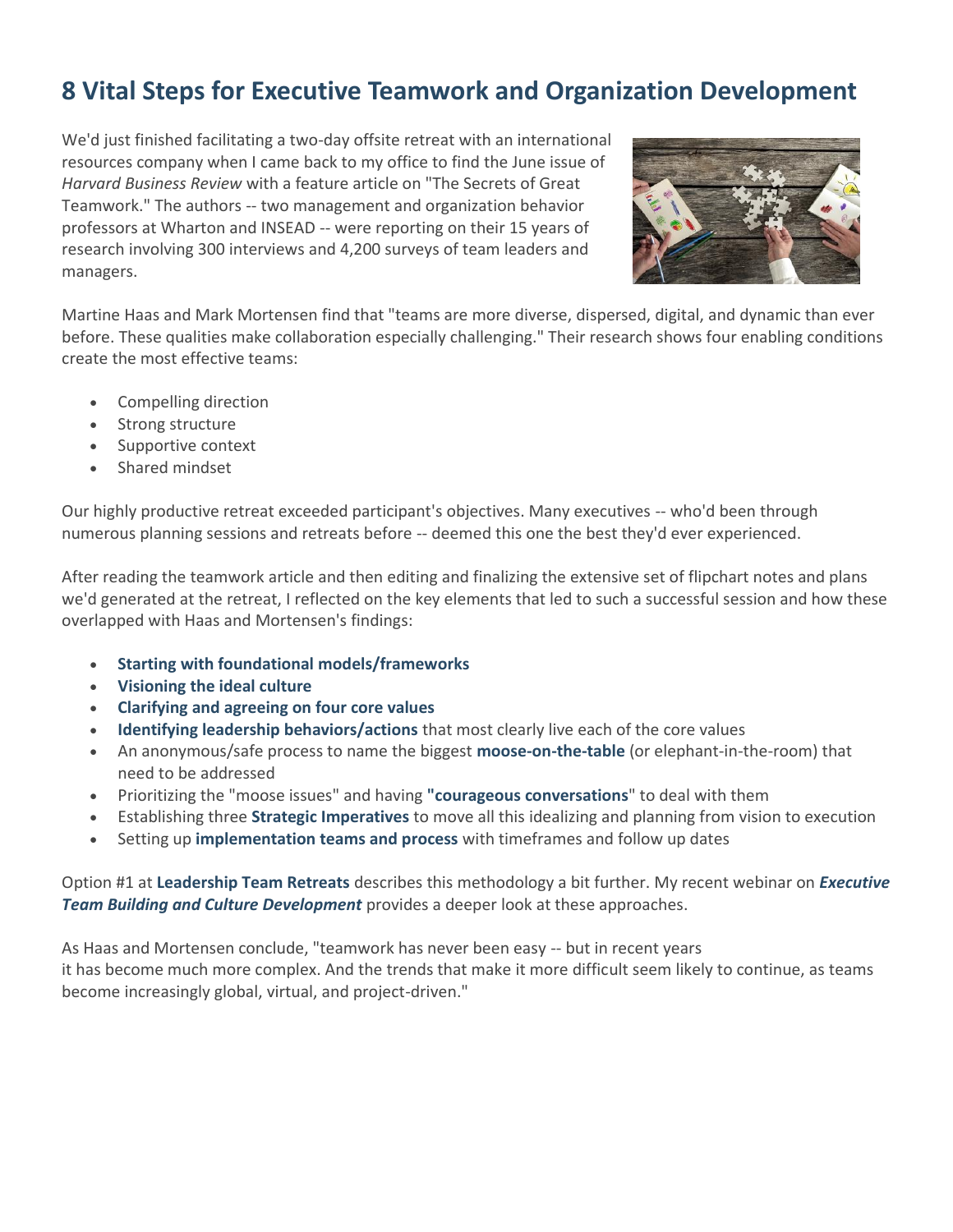## 8 Vital Steps for Executive Teamwork and Organization Development

We'd just finished facilitating a two-day offsite retreat with an international resources company when I came back to my office to find the June issue of *Harvard Business Review* with a feature article on "The Secrets of Great Teamwork." The authors -- two management and organization behavior professors at Wharton and INSEAD -- were reporting on their 15 years of research involving 300 interviews and 4,200 surveys of team leaders and managers.

Martine Haas and Mark Mortensen find that "teams are more diverse, dispersed, digital, and dynamic than ever before. These qualities make collaboration especially challenging." Their research shows four enabling conditions create the most effective teams:

- Compelling direction
- Strong structure
- Supportive context
- Shared mindset

Our highly productive retreat exceeded participant's objectives. Many executives -- who'd been through numerous planning sessions and retreats before -- deemed this one the best they'd ever experienced.

After reading the teamwork article and then editing and finalizing the extensive set of flipchart notes and plans we'd generated at the retreat, I reflected on the key elements that led to such a successful session and how these overlapped with Haas and Mortensen's findings:

- **Starting with foundational models/frameworks**
- **Visioning the ideal culture**
- **Clarifying and agreeing on four core values**
- **Identifying leadership behaviors/actions** that most clearly live each of the core values
- An anonymous/safe process to name the biggest **moose-on-the-table** (or elephant-in-the-room) that need to be addressed
- Prioritizing the "moose issues" and having **"courageous conversations**" to deal with them
- Establishing three **Strategic Imperatives** to move all this idealizing and planning from vision to execution
- Setting up **implementation teams and process** with timeframes and follow up dates

Option #1 at **Leadership Team Retreats** describes this methodology a bit further. My recent webinar on ***Executive Team Building and Culture Development*** provides a deeper look at these approaches.

As Haas and Mortensen conclude, "teamwork has never been easy -- but in recent years it has become much more complex. And the trends that make it more difficult seem likely to continue, as teams become increasingly global, virtual, and project-driven."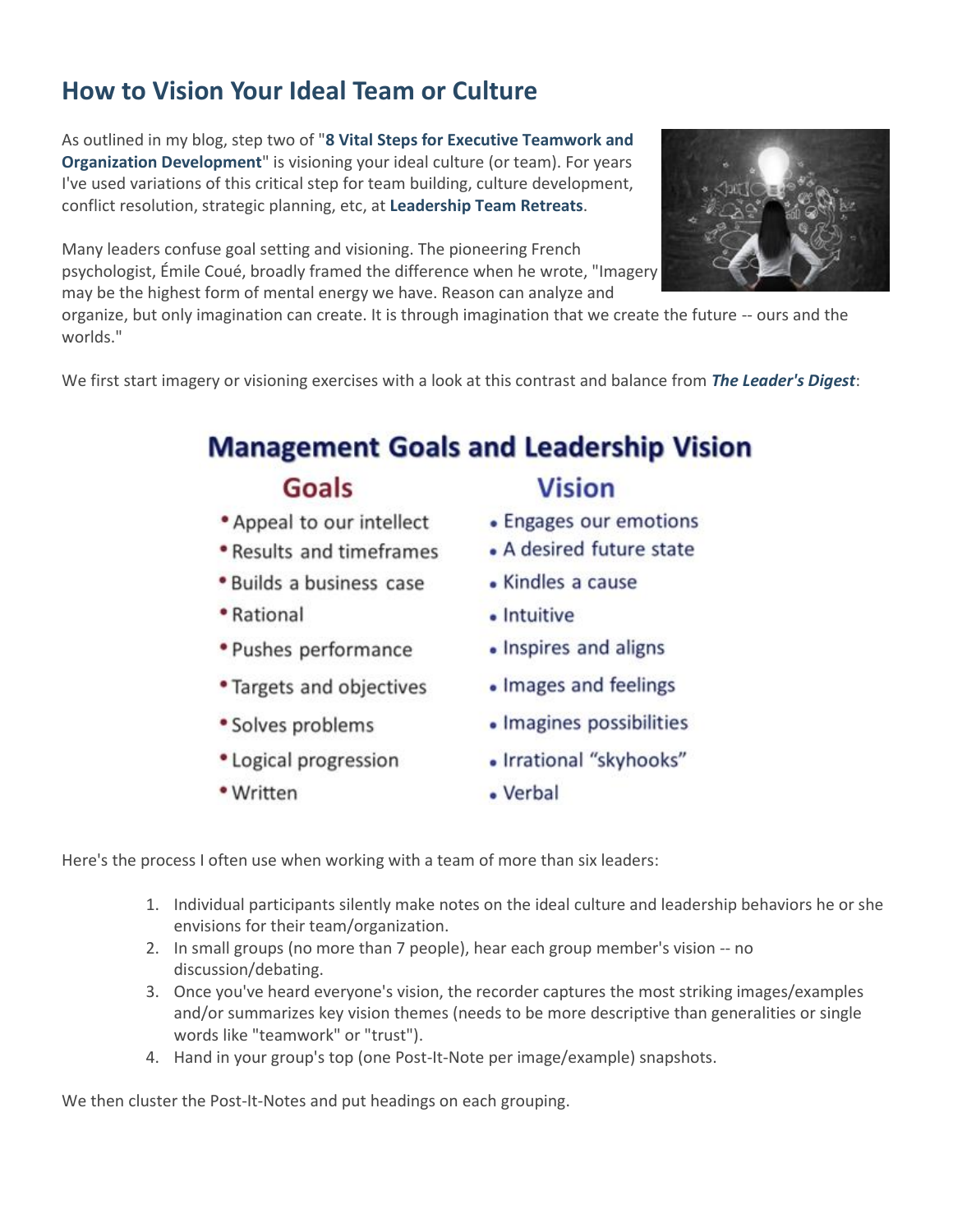## How to Vision Your Ideal Team or Culture

As outlined in my blog, step two of "**8 Vital Steps for Executive Teamwork and Organization Development**" is visioning your ideal culture (or team). For years I've used variations of this critical step for team building, culture development, conflict resolution, strategic planning, etc, at **Leadership Team Retreats**.

Many leaders confuse goal setting and visioning. The pioneering French psychologist, Émile Coué, broadly framed the difference when he wrote, "Imagery may be the highest form of mental energy we have. Reason can analyze and organize, but only imagination can create. It is through imagination that we create the future -- ours and the worlds."

We first start imagery or visioning exercises with a look at this contrast and balance from ***The Leader's Digest***:

### Management Goals and Leadership Vision

| Goals | Vision |
| --- | --- |
| Appeal to our intellect | Engages our emotions |
| Results and timeframes | A desired future state |
| Builds a business case | Kindles a cause |
| Rational | Intuitive |
| Pushes performance | Inspires and aligns |
| Targets and objectives | Images and feelings |
| Solves problems | Imagines possibilities |
| Logical progression | Irrational "skyhooks" |
| Written | Verbal |

Here's the process I often use when working with a team of more than six leaders:

1. Individual participants silently make notes on the ideal culture and leadership behaviors he or she envisions for their team/organization.
2. In small groups (no more than 7 people), hear each group member's vision -- no discussion/debating.
3. Once you've heard everyone's vision, the recorder captures the most striking images/examples and/or summarizes key vision themes (needs to be more descriptive than generalities or single words like "teamwork" or "trust").
4. Hand in your group's top (one Post-It-Note per image/example) snapshots.

We then cluster the Post-It-Notes and put headings on each grouping.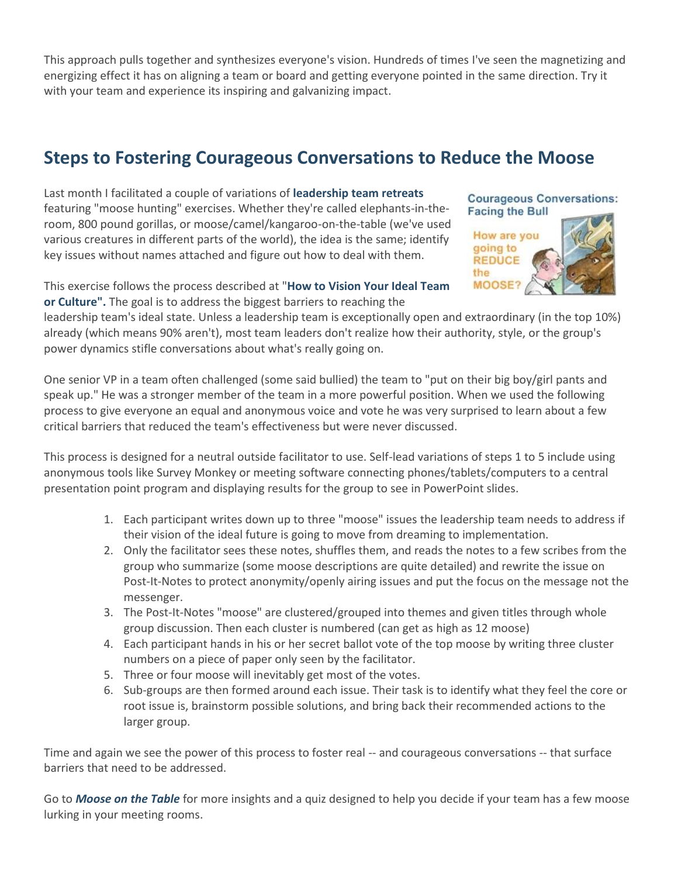This approach pulls together and synthesizes everyone's vision. Hundreds of times I've seen the magnetizing and energizing effect it has on aligning a team or board and getting everyone pointed in the same direction. Try it with your team and experience its inspiring and galvanizing impact.

## Steps to Fostering Courageous Conversations to Reduce the Moose

Last month I facilitated a couple of variations of **leadership team retreats** featuring "moose hunting" exercises. Whether they're called elephants-in-the-room, 800 pound gorillas, or moose/camel/kangaroo-on-the-table (we've used various creatures in different parts of the world), the idea is the same; identify key issues without names attached and figure out how to deal with them.

This exercise follows the process described at "**How to Vision Your Ideal Team or Culture".** The goal is to address the biggest barriers to reaching the leadership team's ideal state. Unless a leadership team is exceptionally open and extraordinary (in the top 10%) already (which means 90% aren't), most team leaders don't realize how their authority, style, or the group's power dynamics stifle conversations about what's really going on.

One senior VP in a team often challenged (some said bullied) the team to "put on their big boy/girl pants and speak up." He was a stronger member of the team in a more powerful position. When we used the following process to give everyone an equal and anonymous voice and vote he was very surprised to learn about a few critical barriers that reduced the team's effectiveness but were never discussed.

This process is designed for a neutral outside facilitator to use. Self-lead variations of steps 1 to 5 include using anonymous tools like Survey Monkey or meeting software connecting phones/tablets/computers to a central presentation point program and displaying results for the group to see in PowerPoint slides.

1. Each participant writes down up to three "moose" issues the leadership team needs to address if their vision of the ideal future is going to move from dreaming to implementation.
2. Only the facilitator sees these notes, shuffles them, and reads the notes to a few scribes from the group who summarize (some moose descriptions are quite detailed) and rewrite the issue on Post-It-Notes to protect anonymity/openly airing issues and put the focus on the message not the messenger.
3. The Post-It-Notes "moose" are clustered/grouped into themes and given titles through whole group discussion. Then each cluster is numbered (can get as high as 12 moose)
4. Each participant hands in his or her secret ballot vote of the top moose by writing three cluster numbers on a piece of paper only seen by the facilitator.
5. Three or four moose will inevitably get most of the votes.
6. Sub-groups are then formed around each issue. Their task is to identify what they feel the core or root issue is, brainstorm possible solutions, and bring back their recommended actions to the larger group.

Time and again we see the power of this process to foster real -- and courageous conversations -- that surface barriers that need to be addressed.

Go to ***Moose on the Table*** for more insights and a quiz designed to help you decide if your team has a few moose lurking in your meeting rooms.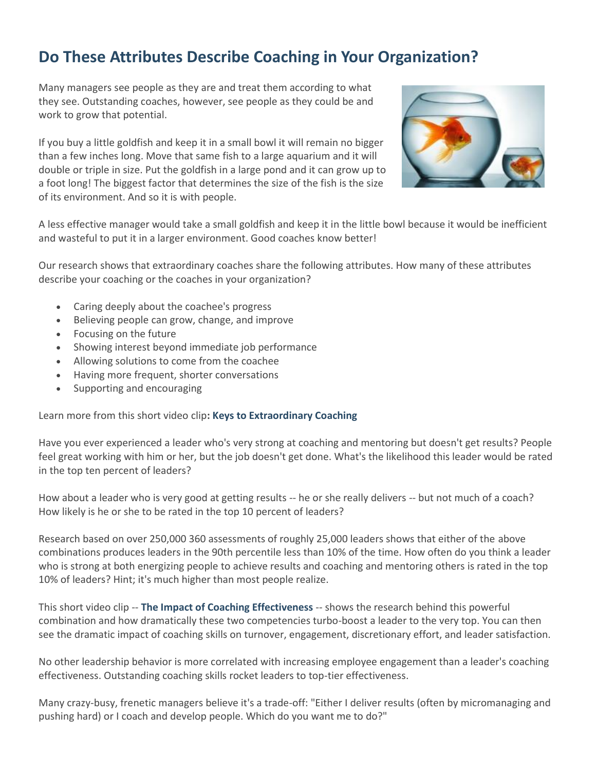## Do These Attributes Describe Coaching in Your Organization?

Many managers see people as they are and treat them according to what they see. Outstanding coaches, however, see people as they could be and work to grow that potential.

If you buy a little goldfish and keep it in a small bowl it will remain no bigger than a few inches long. Move that same fish to a large aquarium and it will double or triple in size. Put the goldfish in a large pond and it can grow up to a foot long! The biggest factor that determines the size of the fish is the size of its environment. And so it is with people.

A less effective manager would take a small goldfish and keep it in the little bowl because it would be inefficient and wasteful to put it in a larger environment. Good coaches know better!

Our research shows that extraordinary coaches share the following attributes. How many of these attributes describe your coaching or the coaches in your organization?

- Caring deeply about the coachee's progress
- Believing people can grow, change, and improve
- Focusing on the future
- Showing interest beyond immediate job performance
- Allowing solutions to come from the coachee
- Having more frequent, shorter conversations
- Supporting and encouraging

Learn more from this short video clip**: Keys to Extraordinary Coaching**

Have you ever experienced a leader who's very strong at coaching and mentoring but doesn't get results? People feel great working with him or her, but the job doesn't get done. What's the likelihood this leader would be rated in the top ten percent of leaders?

How about a leader who is very good at getting results -- he or she really delivers -- but not much of a coach? How likely is he or she to be rated in the top 10 percent of leaders?

Research based on over 250,000 360 assessments of roughly 25,000 leaders shows that either of the above combinations produces leaders in the 90th percentile less than 10% of the time. How often do you think a leader who is strong at both energizing people to achieve results and coaching and mentoring others is rated in the top 10% of leaders? Hint; it's much higher than most people realize.

This short video clip -- **The Impact of Coaching Effectiveness** -- shows the research behind this powerful combination and how dramatically these two competencies turbo-boost a leader to the very top. You can then see the dramatic impact of coaching skills on turnover, engagement, discretionary effort, and leader satisfaction.

No other leadership behavior is more correlated with increasing employee engagement than a leader's coaching effectiveness. Outstanding coaching skills rocket leaders to top-tier effectiveness.

Many crazy-busy, frenetic managers believe it's a trade-off: "Either I deliver results (often by micromanaging and pushing hard) or I coach and develop people. Which do you want me to do?"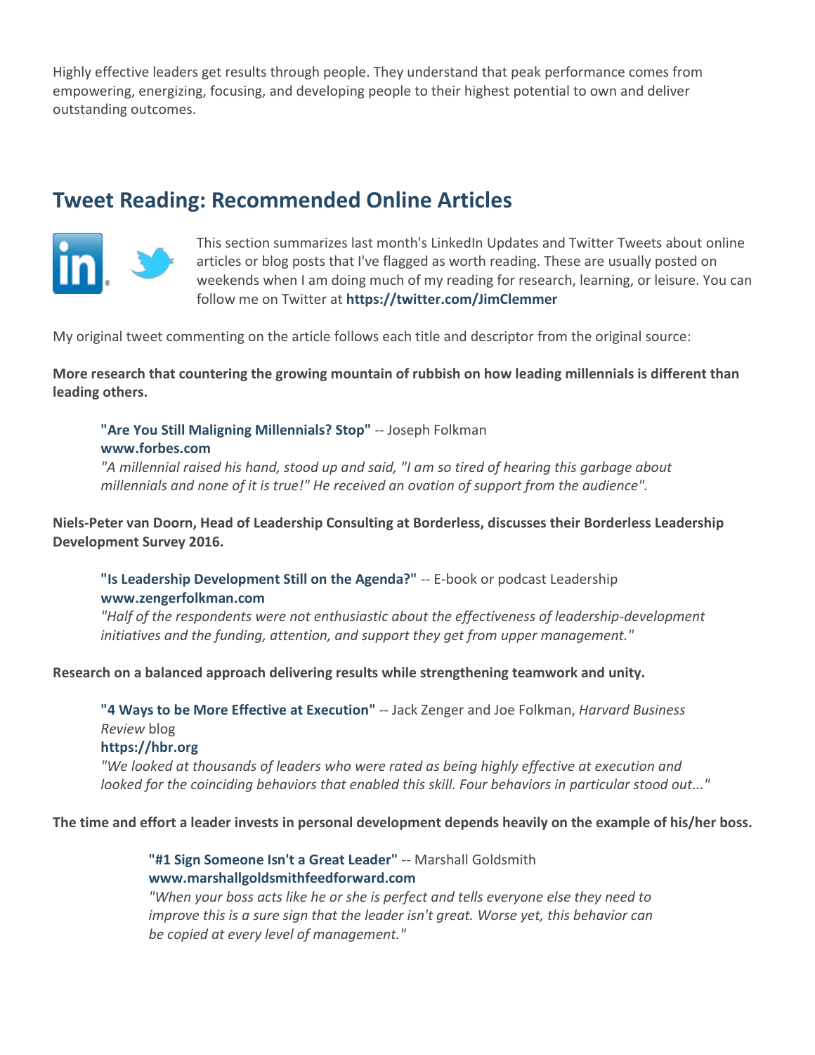Highly effective leaders get results through people. They understand that peak performance comes from empowering, energizing, focusing, and developing people to their highest potential to own and deliver outstanding outcomes.

## Tweet Reading: Recommended Online Articles

This section summarizes last month's LinkedIn Updates and Twitter Tweets about online articles or blog posts that I've flagged as worth reading. These are usually posted on weekends when I am doing much of my reading for research, learning, or leisure. You can follow me on Twitter at **https://twitter.com/JimClemmer**

My original tweet commenting on the article follows each title and descriptor from the original source:

**More research that countering the growing mountain of rubbish on how leading millennials is different than leading others.**

> **"Are You Still Maligning Millennials? Stop"** -- Joseph Folkman
> **www.forbes.com**
> *"A millennial raised his hand, stood up and said, "I am so tired of hearing this garbage about millennials and none of it is true!" He received an ovation of support from the audience".*

**Niels-Peter van Doorn, Head of Leadership Consulting at Borderless, discusses their Borderless Leadership Development Survey 2016.**

> **"Is Leadership Development Still on the Agenda?"** -- E-book or podcast Leadership
> **www.zengerfolkman.com**
> *"Half of the respondents were not enthusiastic about the effectiveness of leadership-development initiatives and the funding, attention, and support they get from upper management."*

**Research on a balanced approach delivering results while strengthening teamwork and unity.**

> **"4 Ways to be More Effective at Execution"** -- Jack Zenger and Joe Folkman, *Harvard Business Review* blog
> **https://hbr.org**
> *"We looked at thousands of leaders who were rated as being highly effective at execution and looked for the coinciding behaviors that enabled this skill. Four behaviors in particular stood out..."*

**The time and effort a leader invests in personal development depends heavily on the example of his/her boss.**

> **"#1 Sign Someone Isn't a Great Leader"** -- Marshall Goldsmith
> **www.marshallgoldsmithfeedforward.com**
> *"When your boss acts like he or she is perfect and tells everyone else they need to improve this is a sure sign that the leader isn't great. Worse yet, this behavior can be copied at every level of management."*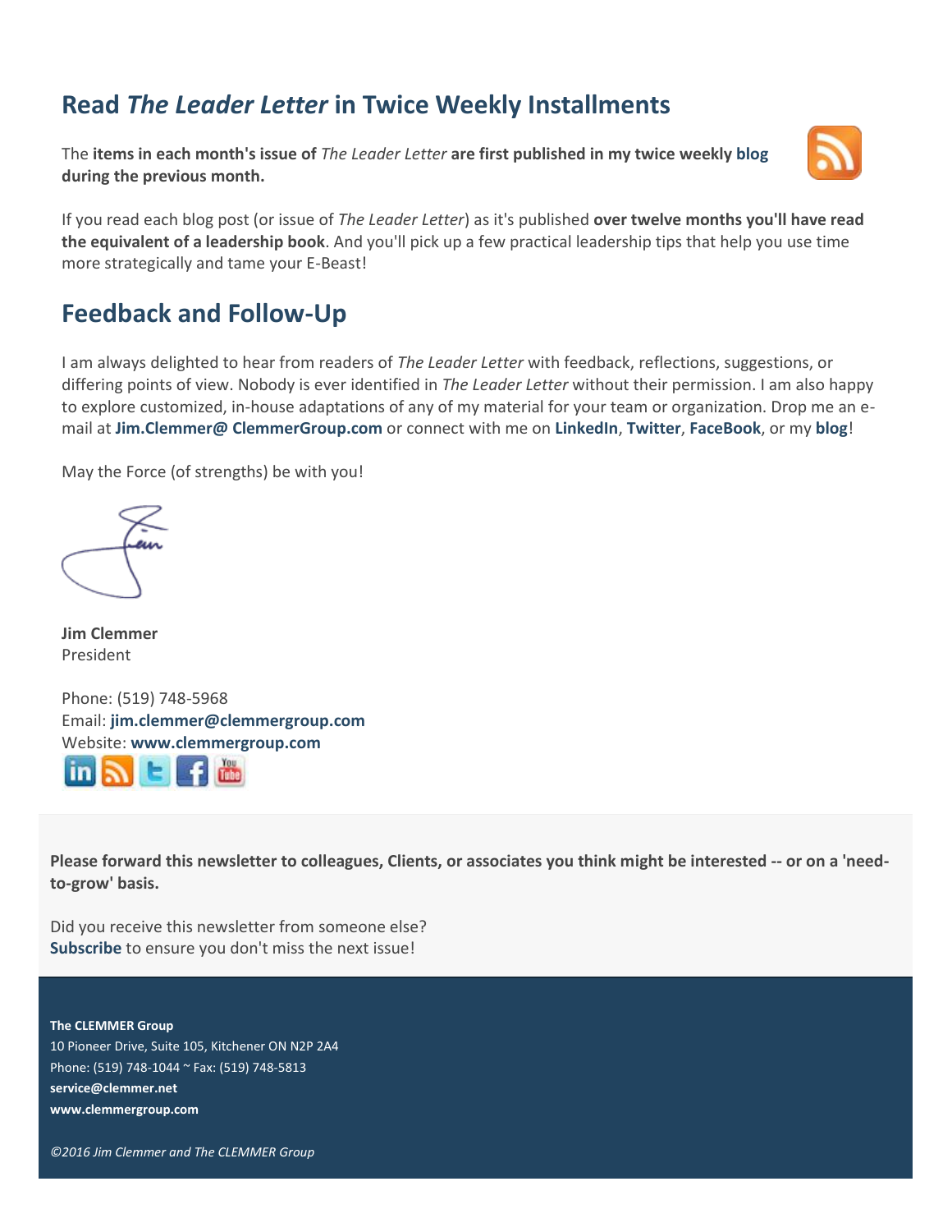## Read *The Leader Letter* in Twice Weekly Installments

The **items in each month's issue of** *The Leader Letter* **are first published in my twice weekly blog during the previous month.**

If you read each blog post (or issue of *The Leader Letter*) as it's published **over twelve months you'll have read the equivalent of a leadership book**. And you'll pick up a few practical leadership tips that help you use time more strategically and tame your E-Beast!

## Feedback and Follow-Up

I am always delighted to hear from readers of *The Leader Letter* with feedback, reflections, suggestions, or differing points of view. Nobody is ever identified in *The Leader Letter* without their permission. I am also happy to explore customized, in-house adaptations of any of my material for your team or organization. Drop me an e-mail at **Jim.Clemmer@ ClemmerGroup.com** or connect with me on **LinkedIn**, **Twitter**, **FaceBook**, or my **blog**!

May the Force (of strengths) be with you!

**Jim Clemmer**
President

Phone: (519) 748-5968
Email: **jim.clemmer@clemmergroup.com**
Website: **www.clemmergroup.com**

**Please forward this newsletter to colleagues, Clients, or associates you think might be interested -- or on a 'need-to-grow' basis.**

Did you receive this newsletter from someone else?
**Subscribe** to ensure you don't miss the next issue!

**The CLEMMER Group**
10 Pioneer Drive, Suite 105, Kitchener ON N2P 2A4
Phone: (519) 748-1044 ~ Fax: (519) 748-5813
**service@clemmer.net**
**www.clemmergroup.com**

*©2016 Jim Clemmer and The CLEMMER Group*